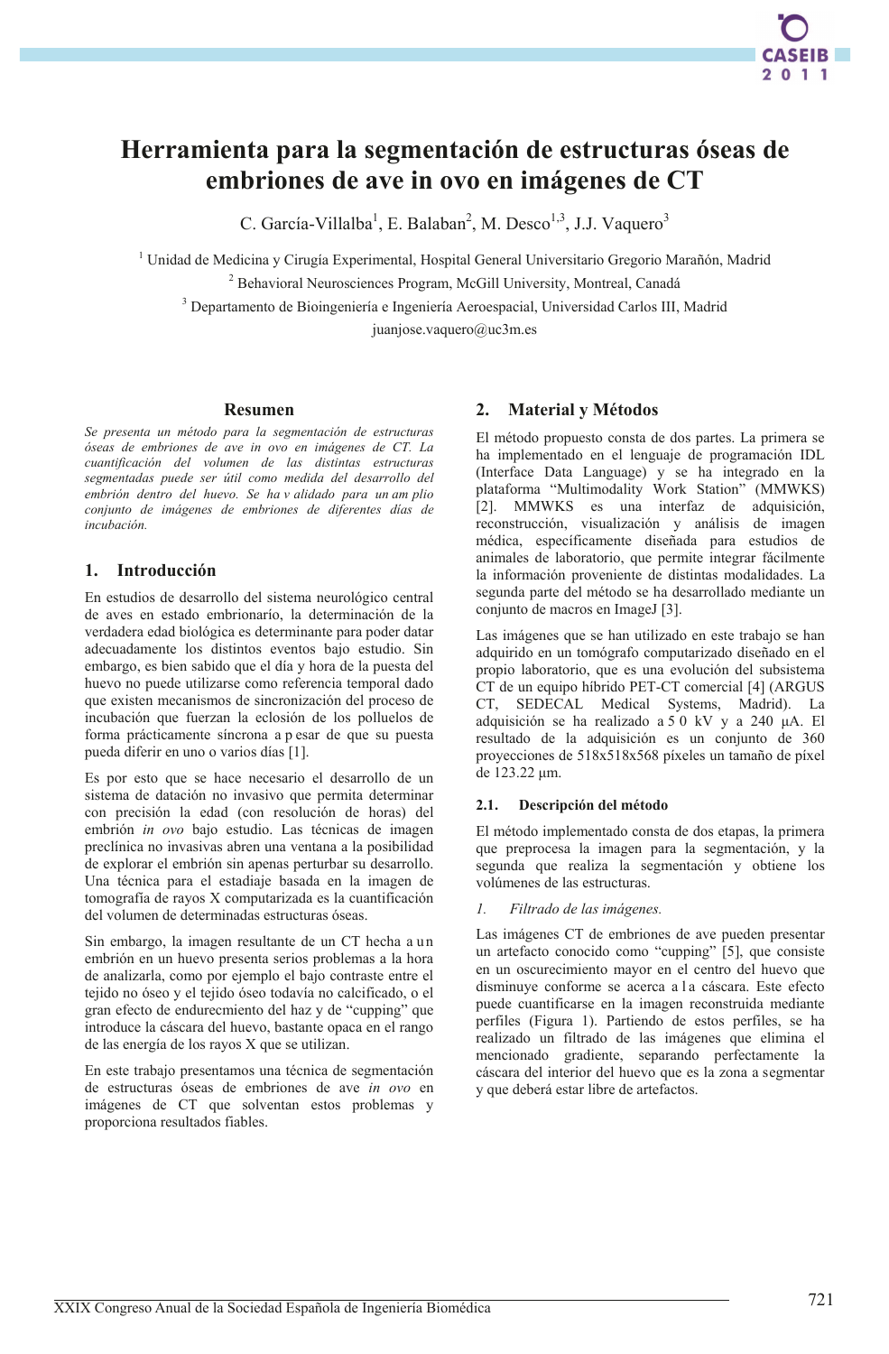# Herramienta para la segmentación de estructuras óseas de embriones de ave in ovo en imágenes de CT

C. García-Villalba[1], E. Balaban[2], M. Desco[1,3], J.J. Vaquero[3]

[1] Unidad de Medicina y Cirugía Experimental, Hospital General Universitario Gregorio Marañón, Madrid

[2] Behavioral Neurosciences Program, McGill University, Montreal, Canadá

[3] Departamento de Bioingeniería e Ingeniería Aeroespacial, Universidad Carlos III, Madrid

juanjose.vaquero@uc3m.es

## Resumen

*Se presenta un método para la segmentación de estructuras óseas de embriones de ave in ovo en imágenes de CT. La cuantificación del volumen de las distintas estructuras segmentadas puede ser útil como medida del desarrollo del embrión dentro del huevo. Se ha validado para un amplio conjunto de imágenes de embriones de diferentes días de incubación.*

## 1. Introducción

En estudios de desarrollo del sistema neurológico central de aves en estado embrionarío, la determinación de la verdadera edad biológica es determinante para poder datar adecuadamente los distintos eventos bajo estudio. Sin embargo, es bien sabido que el día y hora de la puesta del huevo no puede utilizarse como referencia temporal dado que existen mecanismos de sincronización del proceso de incubación que fuerzan la eclosión de los polluelos de forma prácticamente síncrona a pesar de que su puesta pueda diferir en uno o varios días [1].

Es por esto que se hace necesario el desarrollo de un sistema de datación no invasivo que permita determinar con precisión la edad (con resolución de horas) del embrión *in ovo* bajo estudio. Las técnicas de imagen preclínica no invasivas abren una ventana a la posibilidad de explorar el embrión sin apenas perturbar su desarrollo. Una técnica para el estadiaje basada en la imagen de tomografía de rayos X computarizada es la cuantificación del volumen de determinadas estructuras óseas.

Sin embargo, la imagen resultante de un CT hecha a un embrión en un huevo presenta serios problemas a la hora de analizarla, como por ejemplo el bajo contraste entre el tejido no óseo y el tejido óseo todavía no calcificado, o el gran efecto de endurecmiento del haz y de "cupping" que introduce la cáscara del huevo, bastante opaca en el rango de las energía de los rayos X que se utilizan.

En este trabajo presentamos una técnica de segmentación de estructuras óseas de embriones de ave *in ovo* en imágenes de CT que solventan estos problemas y proporciona resultados fiables.

## 2. Material y Métodos

El método propuesto consta de dos partes. La primera se ha implementado en el lenguaje de programación IDL (Interface Data Language) y se ha integrado en la plataforma "Multimodality Work Station" (MMWKS) [2]. MMWKS es una interfaz de adquisición, reconstrucción, visualización y análisis de imagen médica, específicamente diseñada para estudios de animales de laboratorio, que permite integrar fácilmente la información proveniente de distintas modalidades. La segunda parte del método se ha desarrollado mediante un conjunto de macros en ImageJ [3].

Las imágenes que se han utilizado en este trabajo se han adquirido en un tomógrafo computarizado diseñado en el propio laboratorio, que es una evolución del subsistema CT de un equipo híbrido PET-CT comercial [4] (ARGUS CT, SEDECAL Medical Systems, Madrid). La adquisición se ha realizado a 50 kV y a 240 µA. El resultado de la adquisición es un conjunto de 360 proyecciones de 518x518x568 píxeles un tamaño de píxel de 123.22 µm.

### 2.1. Descripción del método

El método implementado consta de dos etapas, la primera que preprocesa la imagen para la segmentación, y la segunda que realiza la segmentación y obtiene los volúmenes de las estructuras.

*1. Filtrado de las imágenes.*

Las imágenes CT de embriones de ave pueden presentar un artefacto conocido como "cupping" [5], que consiste en un oscurecimiento mayor en el centro del huevo que disminuye conforme se acerca a la cáscara. Este efecto puede cuantificarse en la imagen reconstruida mediante perfiles (Figura 1). Partiendo de estos perfiles, se ha realizado un filtrado de las imágenes que elimina el mencionado gradiente, separando perfectamente la cáscara del interior del huevo que es la zona a segmentar y que deberá estar libre de artefactos.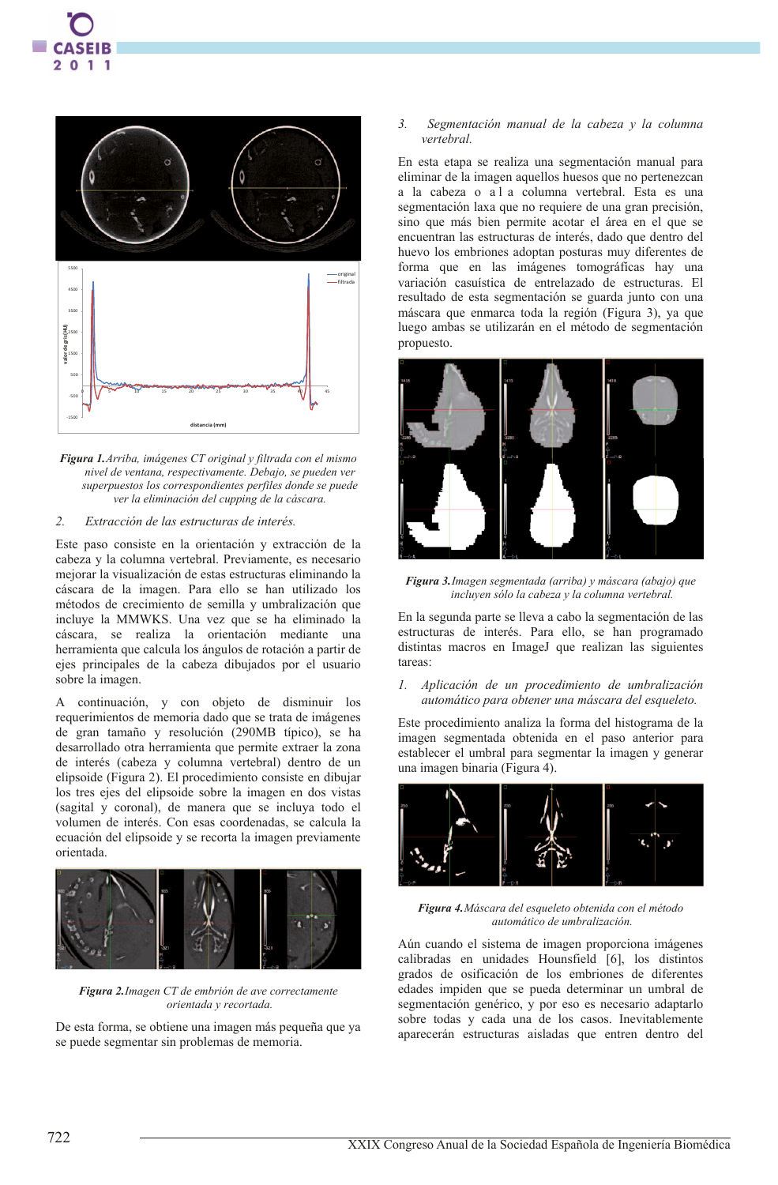*Figura 1.Arriba, imágenes CT original y filtrada con el mismo nivel de ventana, respectivamente. Debajo, se pueden ver superpuestos los correspondientes perfiles donde se puede ver la eliminación del cupping de la cáscara.*

2. *Extracción de las estructuras de interés.*

Este paso consiste en la orientación y extracción de la cabeza y la columna vertebral. Previamente, es necesario mejorar la visualización de estas estructuras eliminando la cáscara de la imagen. Para ello se han utilizado los métodos de crecimiento de semilla y umbralización que incluye la MMWKS. Una vez que se ha eliminado la cáscara, se realiza la orientación mediante una herramienta que calcula los ángulos de rotación a partir de ejes principales de la cabeza dibujados por el usuario sobre la imagen.

A continuación, y con objeto de disminuir los requerimientos de memoria dado que se trata de imágenes de gran tamaño y resolución (290MB típico), se ha desarrollado otra herramienta que permite extraer la zona de interés (cabeza y columna vertebral) dentro de un elipsoide (Figura 2). El procedimiento consiste en dibujar los tres ejes del elipsoide sobre la imagen en dos vistas (sagital y coronal), de manera que se incluya todo el volumen de interés. Con esas coordenadas, se calcula la ecuación del elipsoide y se recorta la imagen previamente orientada.

*Figura 2.Imagen CT de embrión de ave correctamente orientada y recortada.*

De esta forma, se obtiene una imagen más pequeña que ya se puede segmentar sin problemas de memoria.

3. *Segmentación manual de la cabeza y la columna vertebral.*

En esta etapa se realiza una segmentación manual para eliminar de la imagen aquellos huesos que no pertenezcan a la cabeza o a la columna vertebral. Esta es una segmentación laxa que no requiere de una gran precisión, sino que más bien permite acotar el área en el que se encuentran las estructuras de interés, dado que dentro del huevo los embriones adoptan posturas muy diferentes de forma que en las imágenes tomográficas hay una variación casuística de entrelazado de estructuras. El resultado de esta segmentación se guarda junto con una máscara que enmarca toda la región (Figura 3), ya que luego ambas se utilizarán en el método de segmentación propuesto.

*Figura 3.Imagen segmentada (arriba) y máscara (abajo) que incluyen sólo la cabeza y la columna vertebral.*

En la segunda parte se lleva a cabo la segmentación de las estructuras de interés. Para ello, se han programado distintas macros en ImageJ que realizan las siguientes tareas:

1. *Aplicación de un procedimiento de umbralización automático para obtener una máscara del esqueleto.*

Este procedimiento analiza la forma del histograma de la imagen segmentada obtenida en el paso anterior para establecer el umbral para segmentar la imagen y generar una imagen binaria (Figura 4).

*Figura 4.Máscara del esqueleto obtenida con el método automático de umbralización.*

Aún cuando el sistema de imagen proporciona imágenes calibradas en unidades Hounsfield [6], los distintos grados de osificación de los embriones de diferentes edades impiden que se pueda determinar un umbral de segmentación genérico, y por eso es necesario adaptarlo sobre todas y cada una de los casos. Inevitablemente aparecerán estructuras aisladas que entren dentro del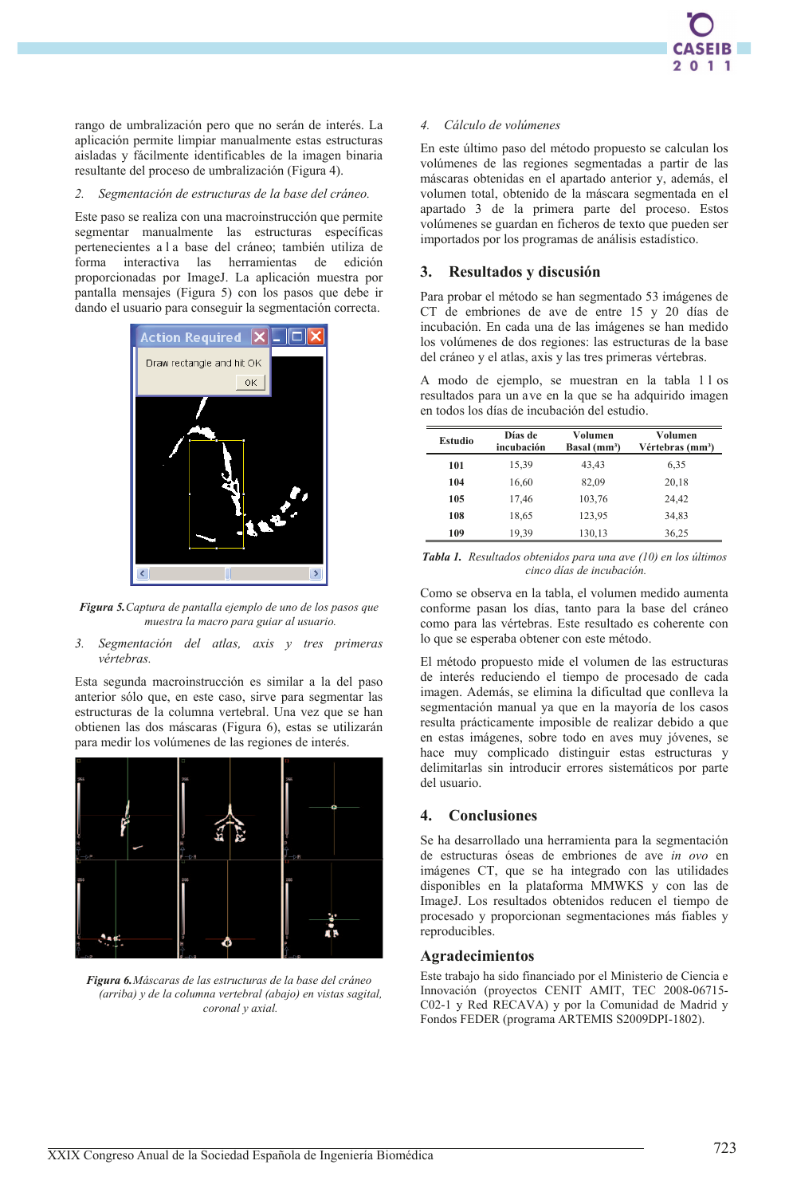rango de umbralización pero que no serán de interés. La aplicación permite limpiar manualmente estas estructuras aisladas y fácilmente identificables de la imagen binaria resultante del proceso de umbralización (Figura 4).

2. *Segmentación de estructuras de la base del cráneo.*

Este paso se realiza con una macroinstrucción que permite segmentar manualmente las estructuras específicas pertenecientes a la base del cráneo; también utiliza de forma interactiva las herramientas de edición proporcionadas por ImageJ. La aplicación muestra por pantalla mensajes (Figura 5) con los pasos que debe ir dando el usuario para conseguir la segmentación correcta.

***Figura 5.*** *Captura de pantalla ejemplo de uno de los pasos que muestra la macro para guiar al usuario.*

3. *Segmentación del atlas, axis y tres primeras vértebras.*

Esta segunda macroinstrucción es similar a la del paso anterior sólo que, en este caso, sirve para segmentar las estructuras de la columna vertebral. Una vez que se han obtienen las dos máscaras (Figura 6), estas se utilizarán para medir los volúmenes de las regiones de interés.

***Figura 6.*** *Máscaras de las estructuras de la base del cráneo (arriba) y de la columna vertebral (abajo) en vistas sagital, coronal y axial.*

4. *Cálculo de volúmenes*

En este último paso del método propuesto se calculan los volúmenes de las regiones segmentadas a partir de las máscaras obtenidas en el apartado anterior y, además, el volumen total, obtenido de la máscara segmentada en el apartado 3 de la primera parte del proceso. Estos volúmenes se guardan en ficheros de texto que pueden ser importados por los programas de análisis estadístico.

## 3. Resultados y discusión

Para probar el método se han segmentado 53 imágenes de CT de embriones de ave de entre 15 y 20 días de incubación. En cada una de las imágenes se han medido los volúmenes de dos regiones: las estructuras de la base del cráneo y el atlas, axis y las tres primeras vértebras.

A modo de ejemplo, se muestran en la tabla 1 los resultados para un ave en la que se ha adquirido imagen en todos los días de incubación del estudio.

| Estudio | Días de incubación | Volumen Basal (mm³) | Volumen Vértebras (mm³) |
|---|---|---|---|
| **101** | 15,39 | 43,43 | 6,35 |
| **104** | 16,60 | 82,09 | 20,18 |
| **105** | 17,46 | 103,76 | 24,42 |
| **108** | 18,65 | 123,95 | 34,83 |
| **109** | 19,39 | 130,13 | 36,25 |

***Tabla 1.*** *Resultados obtenidos para una ave (10) en los últimos cinco días de incubación.*

Como se observa en la tabla, el volumen medido aumenta conforme pasan los días, tanto para la base del cráneo como para las vértebras. Este resultado es coherente con lo que se esperaba obtener con este método.

El método propuesto mide el volumen de las estructuras de interés reduciendo el tiempo de procesado de cada imagen. Además, se elimina la dificultad que conlleva la segmentación manual ya que en la mayoría de los casos resulta prácticamente imposible de realizar debido a que en estas imágenes, sobre todo en aves muy jóvenes, se hace muy complicado distinguir estas estructuras y delimitarlas sin introducir errores sistemáticos por parte del usuario.

## 4. Conclusiones

Se ha desarrollado una herramienta para la segmentación de estructuras óseas de embriones de ave *in ovo* en imágenes CT, que se ha integrado con las utilidades disponibles en la plataforma MMWKS y con las de ImageJ. Los resultados obtenidos reducen el tiempo de procesado y proporcionan segmentaciones más fiables y reproducibles.

## Agradecimientos

Este trabajo ha sido financiado por el Ministerio de Ciencia e Innovación (proyectos CENIT AMIT, TEC 2008-06715-C02-1 y Red RECAVA) y por la Comunidad de Madrid y Fondos FEDER (programa ARTEMIS S2009DPI-1802).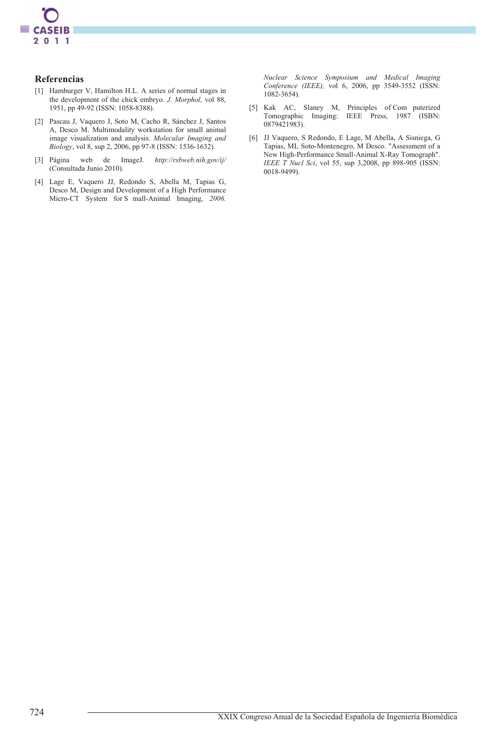## Referencias

[1] Hamburger V, Hamilton H.L. A series of normal stages in the development of the chick embryo. *J. Morphol,* vol 88, 1951, pp 49-92 (ISSN: 1058-8388).

[2] Pascau J, Vaquero J, Soto M, Cacho R, Sánchez J, Santos A, Desco M. Multimodality workstation for small animal image visualization and analysis. *Molecular Imaging and Biology*, vol 8, sup 2, 2006, pp 97-8 (ISSN: 1536-1632).

[3] Página web de ImageJ. *http://rsbweb.nih.gov/ij/* (Consultada Junio 2010).

[4] Lage E, Vaquero JJ, Redondo S, Abella M, Tapias G, Desco M, Design and Development of a High Performance Micro-CT System for S mall-Animal Imaging, *2006. Nuclear Science Symposium and Medical Imaging Conference (IEEE),* vol 6, 2006, pp 3549-3552 (ISSN: 1082-3654).

[5] Kak AC, Slaney M, Principles of Com puterized Tomographic Imaging: IEEE Press, 1987 (ISBN: 0879421983).

[6] JJ Vaquero, S Redondo, E Lage, M Abella, A Sisniega, G Tapias, ML Soto-Montenegro, M Desco. "Assessment of a New High-Performance Small-Animal X-Ray Tomograph". *IEEE T Nucl Sci*, vol 55, sup 3,2008, pp 898-905 (ISSN: 0018-9499).